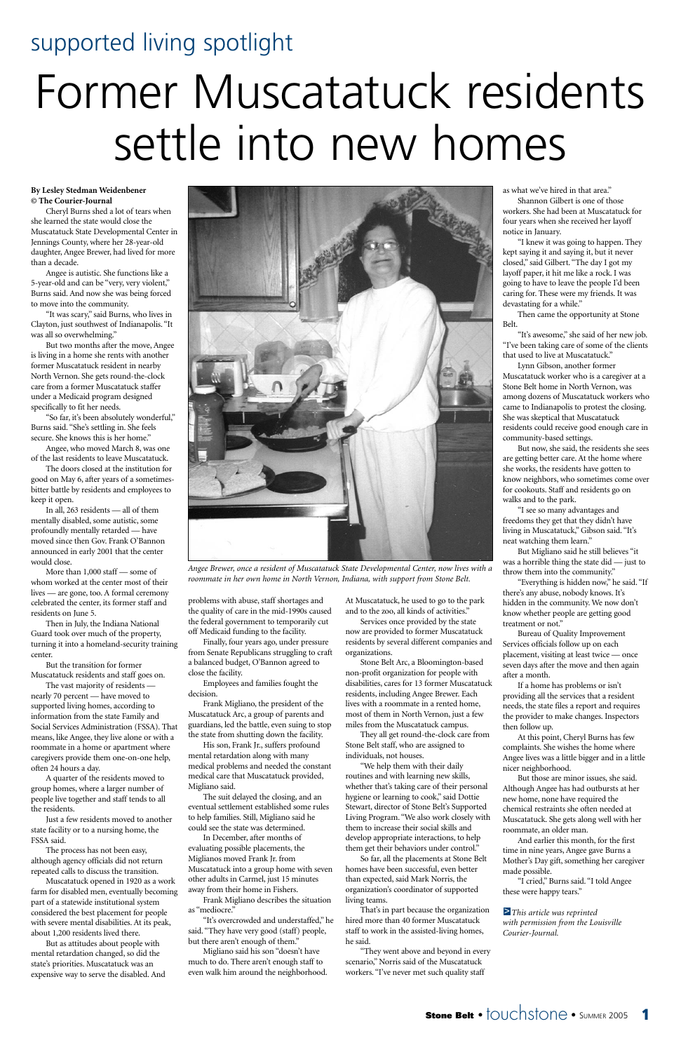supported living spotlight

# Former Muscatatuck residents settle into new homes

**By Lesley Stedman Weidenbener**
**© The Courier-Journal**

Cheryl Burns shed a lot of tears when she learned the state would close the Muscatatuck State Developmental Center in Jennings County, where her 28-year-old daughter, Angee Brewer, had lived for more than a decade.

Angee is autistic. She functions like a 5-year-old and can be "very, very violent," Burns said. And now she was being forced to move into the community.

"It was scary," said Burns, who lives in Clayton, just southwest of Indianapolis. "It was all so overwhelming."

But two months after the move, Angee is living in a home she rents with another former Muscatatuck resident in nearby North Vernon. She gets round-the-clock care from a former Muscatatuck staffer under a Medicaid program designed specifically to fit her needs.

"So far, it's been absolutely wonderful," Burns said. "She's settling in. She feels secure. She knows this is her home."

Angee, who moved March 8, was one of the last residents to leave Muscatatuck.

The doors closed at the institution for good on May 6, after years of a sometimes-bitter battle by residents and employees to keep it open.

In all, 263 residents — all of them mentally disabled, some autistic, some profoundly mentally retarded — have moved since then Gov. Frank O'Bannon announced in early 2001 that the center would close.

More than 1,000 staff — some of whom worked at the center most of their lives — are gone, too. A formal ceremony celebrated the center, its former staff and residents on June 5.

Then in July, the Indiana National Guard took over much of the property, turning it into a homeland-security training center.

But the transition for former Muscatatuck residents and staff goes on.

The vast majority of residents — nearly 70 percent — have moved to supported living homes, according to information from the state Family and Social Services Administration (FSSA). That means, like Angee, they live alone or with a roommate in a home or apartment where caregivers provide them one-on-one help, often 24 hours a day.

A quarter of the residents moved to group homes, where a larger number of people live together and staff tends to all the residents.

Just a few residents moved to another state facility or to a nursing home, the FSSA said.

The process has not been easy, although agency officials did not return repeated calls to discuss the transition.

Muscatatuck opened in 1920 as a work farm for disabled men, eventually becoming part of a statewide institutional system considered the best placement for people with severe mental disabilities. At its peak, about 1,200 residents lived there.

But as attitudes about people with mental retardation changed, so did the state's priorities. Muscatatuck was an expensive way to serve the disabled. And problems with abuse, staff shortages and the quality of care in the mid-1990s caused the federal government to temporarily cut off Medicaid funding to the facility.

Finally, four years ago, under pressure from Senate Republicans struggling to craft a balanced budget, O'Bannon agreed to close the facility.

Employees and families fought the decision.

Frank Migliano, the president of the Muscatatuck Arc, a group of parents and guardians, led the battle, even suing to stop the state from shutting down the facility.

His son, Frank Jr., suffers profound mental retardation along with many medical problems and needed the constant medical care that Muscatatuck provided, Migliano said.

The suit delayed the closing, and an eventual settlement established some rules to help families. Still, Migliano said he could see the state was determined.

In December, after months of evaluating possible placements, the Miglianos moved Frank Jr. from Muscatatuck into a group home with seven other adults in Carmel, just 15 minutes away from their home in Fishers.

Frank Migliano describes the situation as "mediocre."

"It's overcrowded and understaffed," he said. "They have very good (staff) people, but there aren't enough of them."

Migliano said his son "doesn't have much to do. There aren't enough staff to even walk him around the neighborhood. At Muscatatuck, he used to go to the park and to the zoo, all kinds of activities."

Services once provided by the state now are provided to former Muscatatuck residents by several different companies and organizations.

Stone Belt Arc, a Bloomington-based non-profit organization for people with disabilities, cares for 13 former Muscatatuck residents, including Angee Brewer. Each lives with a roommate in a rented home, most of them in North Vernon, just a few miles from the Muscatatuck campus.

They all get round-the-clock care from Stone Belt staff, who are assigned to individuals, not houses.

"We help them with their daily routines and with learning new skills, whether that's taking care of their personal hygiene or learning to cook," said Dottie Stewart, director of Stone Belt's Supported Living Program. "We also work closely with them to increase their social skills and develop appropriate interactions, to help them get their behaviors under control."

So far, all the placements at Stone Belt homes have been successful, even better than expected, said Mark Norris, the organization's coordinator of supported living teams.

That's in part because the organization hired more than 40 former Muscatatuck staff to work in the assisted-living homes, he said.

"They went above and beyond in every scenario," Norris said of the Muscatatuck workers. "I've never met such quality staff as what we've hired in that area."

*Angee Brewer, once a resident of Muscatatuck State Developmental Center, now lives with a roommate in her own home in North Vernon, Indiana, with support from Stone Belt.*

Shannon Gilbert is one of those workers. She had been at Muscatatuck for four years when she received her layoff notice in January.

"I knew it was going to happen. They kept saying it and saying it, but it never closed," said Gilbert. "The day I got my layoff paper, it hit me like a rock. I was going to have to leave the people I'd been caring for. These were my friends. It was devastating for a while."

Then came the opportunity at Stone Belt.

"It's awesome," she said of her new job. "I've been taking care of some of the clients that used to live at Muscatatuck."

Lynn Gibson, another former Muscatatuck worker who is a caregiver at a Stone Belt home in North Vernon, was among dozens of Muscatatuck workers who came to Indianapolis to protest the closing. She was skeptical that Muscatatuck residents could receive good enough care in community-based settings.

But now, she said, the residents she sees are getting better care. At the home where she works, the residents have gotten to know neighbors, who sometimes come over for cookouts. Staff and residents go on walks and to the park.

"I see so many advantages and freedoms they get that they didn't have living in Muscatatuck," Gibson said. "It's neat watching them learn."

But Migliano said he still believes "it was a horrible thing the state did — just to throw them into the community."

"Everything is hidden now," he said. "If there's any abuse, nobody knows. It's hidden in the community. We now don't know whether people are getting good treatment or not."

Bureau of Quality Improvement Services officials follow up on each placement, visiting at least twice — once seven days after the move and then again after a month.

If a home has problems or isn't providing all the services that a resident needs, the state files a report and requires the provider to make changes. Inspectors then follow up.

At this point, Cheryl Burns has few complaints. She wishes the home where Angee lives was a little bigger and in a little nicer neighborhood.

But those are minor issues, she said. Although Angee has had outbursts at her new home, none have required the chemical restraints she often needed at Muscatatuck. She gets along well with her roommate, an older man.

And earlier this month, for the first time in nine years, Angee gave Burns a Mother's Day gift, something her caregiver made possible.

"I cried," Burns said. "I told Angee these were happy tears."

*This article was reprinted with permission from the Louisville Courier-Journal.*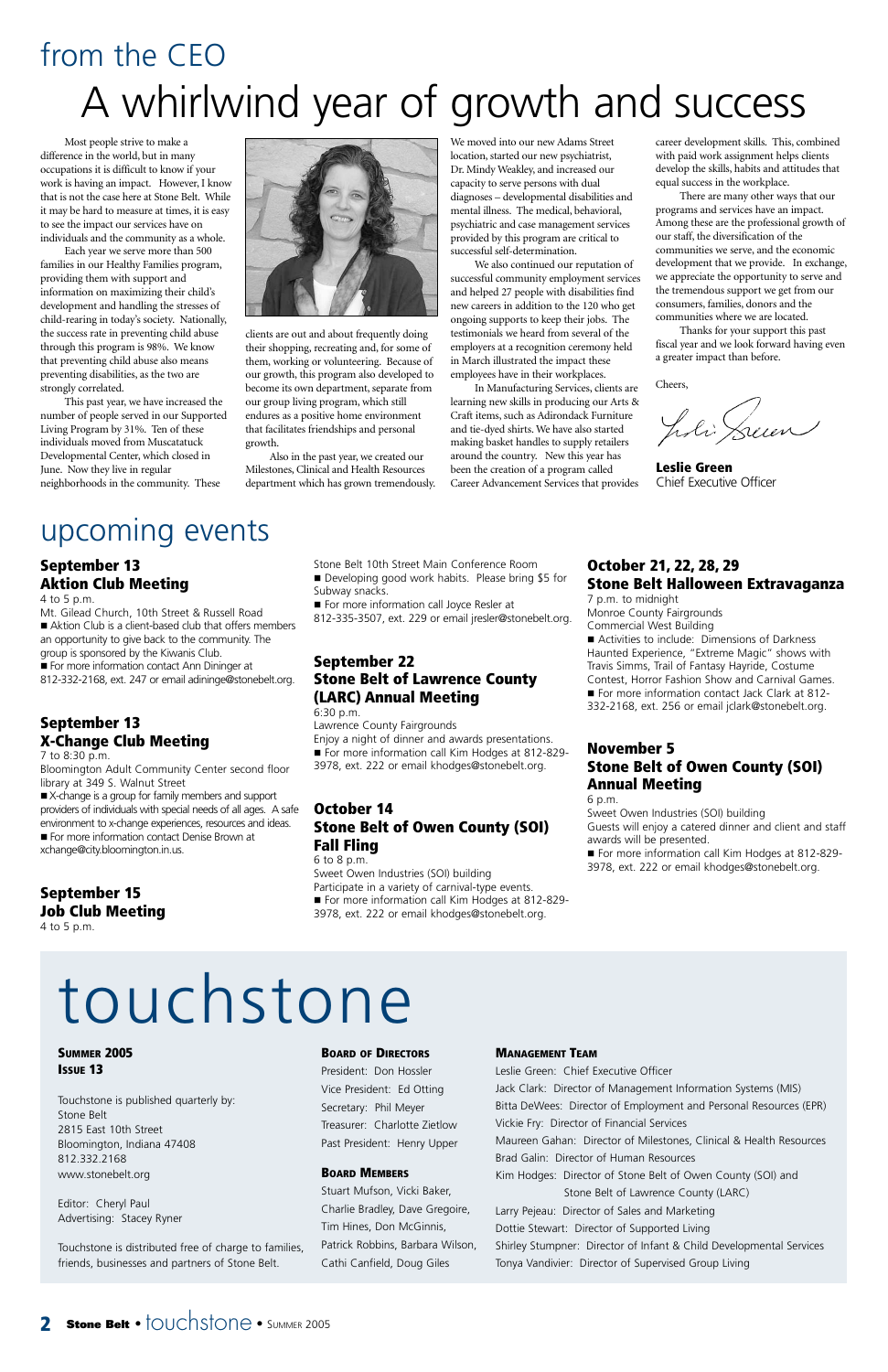# from the CEO

# A whirlwind year of growth and success

Most people strive to make a difference in the world, but in many occupations it is difficult to know if your work is having an impact. However, I know that is not the case here at Stone Belt. While it may be hard to measure at times, it is easy to see the impact our services have on individuals and the community as a whole.

Each year we serve more than 500 families in our Healthy Families program, providing them with support and information on maximizing their child's development and handling the stresses of child-rearing in today's society. Nationally, the success rate in preventing child abuse through this program is 98%. We know that preventing child abuse also means preventing disabilities, as the two are strongly correlated.

This past year, we have increased the number of people served in our Supported Living Program by 31%. Ten of these individuals moved from Muscatatuck Developmental Center, which closed in June. Now they live in regular neighborhoods in the community. These clients are out and about frequently doing their shopping, recreating and, for some of them, working or volunteering. Because of our growth, this program also developed to become its own department, separate from our group living program, which still endures as a positive home environment that facilitates friendships and personal growth.

Also in the past year, we created our Milestones, Clinical and Health Resources department which has grown tremendously. We moved into our new Adams Street location, started our new psychiatrist, Dr. Mindy Weakley, and increased our capacity to serve persons with dual diagnoses – developmental disabilities and mental illness. The medical, behavioral, psychiatric and case management services provided by this program are critical to successful self-determination.

We also continued our reputation of successful community employment services and helped 27 people with disabilities find new careers in addition to the 120 who get ongoing supports to keep their jobs. The testimonials we heard from several of the employers at a recognition ceremony held in March illustrated the impact these employees have in their workplaces.

In Manufacturing Services, clients are learning new skills in producing our Arts & Craft items, such as Adirondack Furniture and tie-dyed shirts. We have also started making basket handles to supply retailers around the country. New this year has been the creation of a program called Career Advancement Services that provides career development skills. This, combined with paid work assignment helps clients develop the skills, habits and attitudes that equal success in the workplace.

There are many other ways that our programs and services have an impact. Among these are the professional growth of our staff, the diversification of the communities we serve, and the economic development that we provide. In exchange, we appreciate the opportunity to serve and the tremendous support we get from our consumers, families, donors and the communities where we are located.

Thanks for your support this past fiscal year and we look forward having even a greater impact than before.

Cheers,

**Leslie Green**
Chief Executive Officer

# upcoming events

### September 13
### Aktion Club Meeting

4 to 5 p.m.
Mt. Gilead Church, 10th Street & Russell Road

- Aktion Club is a client-based club that offers members an opportunity to give back to the community. The group is sponsored by the Kiwanis Club.
- For more information contact Ann Dininger at 812-332-2168, ext. 247 or email adininge@stonebelt.org.

### September 13
### X-Change Club Meeting

7 to 8:30 p.m.
Bloomington Adult Community Center second floor library at 349 S. Walnut Street

- X-change is a group for family members and support providers of individuals with special needs of all ages. A safe environment to x-change experiences, resources and ideas.
- For more information contact Denise Brown at xchange@city.bloomington.in.us.

### September 15
### Job Club Meeting

4 to 5 p.m.
Stone Belt 10th Street Main Conference Room

- Developing good work habits. Please bring $5 for Subway snacks.
- For more information call Joyce Resler at 812-335-3507, ext. 229 or email jresler@stonebelt.org.

### September 22
### Stone Belt of Lawrence County (LARC) Annual Meeting

6:30 p.m.
Lawrence County Fairgrounds
Enjoy a night of dinner and awards presentations.

- For more information call Kim Hodges at 812-829-3978, ext. 222 or email khodges@stonebelt.org.

### October 14
### Stone Belt of Owen County (SOI) Fall Fling

6 to 8 p.m.
Sweet Owen Industries (SOI) building
Participate in a variety of carnival-type events.

- For more information call Kim Hodges at 812-829-3978, ext. 222 or email khodges@stonebelt.org.

### October 21, 22, 28, 29
### Stone Belt Halloween Extravaganza

7 p.m. to midnight
Monroe County Fairgrounds
Commercial West Building

- Activities to include: Dimensions of Darkness Haunted Experience, "Extreme Magic" shows with Travis Simms, Trail of Fantasy Hayride, Costume Contest, Horror Fashion Show and Carnival Games.
- For more information contact Jack Clark at 812-332-2168, ext. 256 or email jclark@stonebelt.org.

### November 5
### Stone Belt of Owen County (SOI) Annual Meeting

6 p.m.
Sweet Owen Industries (SOI) building
Guests will enjoy a catered dinner and client and staff awards will be presented.

- For more information call Kim Hodges at 812-829-3978, ext. 222 or email khodges@stonebelt.org.

# touchstone

**Summer 2005**
**Issue 13**

Touchstone is published quarterly by:
Stone Belt
2815 East 10th Street
Bloomington, Indiana 47408
812.332.2168
www.stonebelt.org

Editor: Cheryl Paul
Advertising: Stacey Ryner

Touchstone is distributed free of charge to families, friends, businesses and partners of Stone Belt.

**Board of Directors**

President: Don Hossler
Vice President: Ed Otting
Secretary: Phil Meyer
Treasurer: Charlotte Zietlow
Past President: Henry Upper

**Board Members**

Stuart Mufson, Vicki Baker, Charlie Bradley, Dave Gregoire, Tim Hines, Don McGinnis, Patrick Robbins, Barbara Wilson, Cathi Canfield, Doug Giles

**Management Team**

Leslie Green: Chief Executive Officer
Jack Clark: Director of Management Information Systems (MIS)
Bitta DeWees: Director of Employment and Personal Resources (EPR)
Vickie Fry: Director of Financial Services
Maureen Gahan: Director of Milestones, Clinical & Health Resources
Brad Galin: Director of Human Resources
Kim Hodges: Director of Stone Belt of Owen County (SOI) and Stone Belt of Lawrence County (LARC)
Larry Pejeau: Director of Sales and Marketing
Dottie Stewart: Director of Supported Living
Shirley Stumpner: Director of Infant & Child Developmental Services
Tonya Vandivier: Director of Supervised Group Living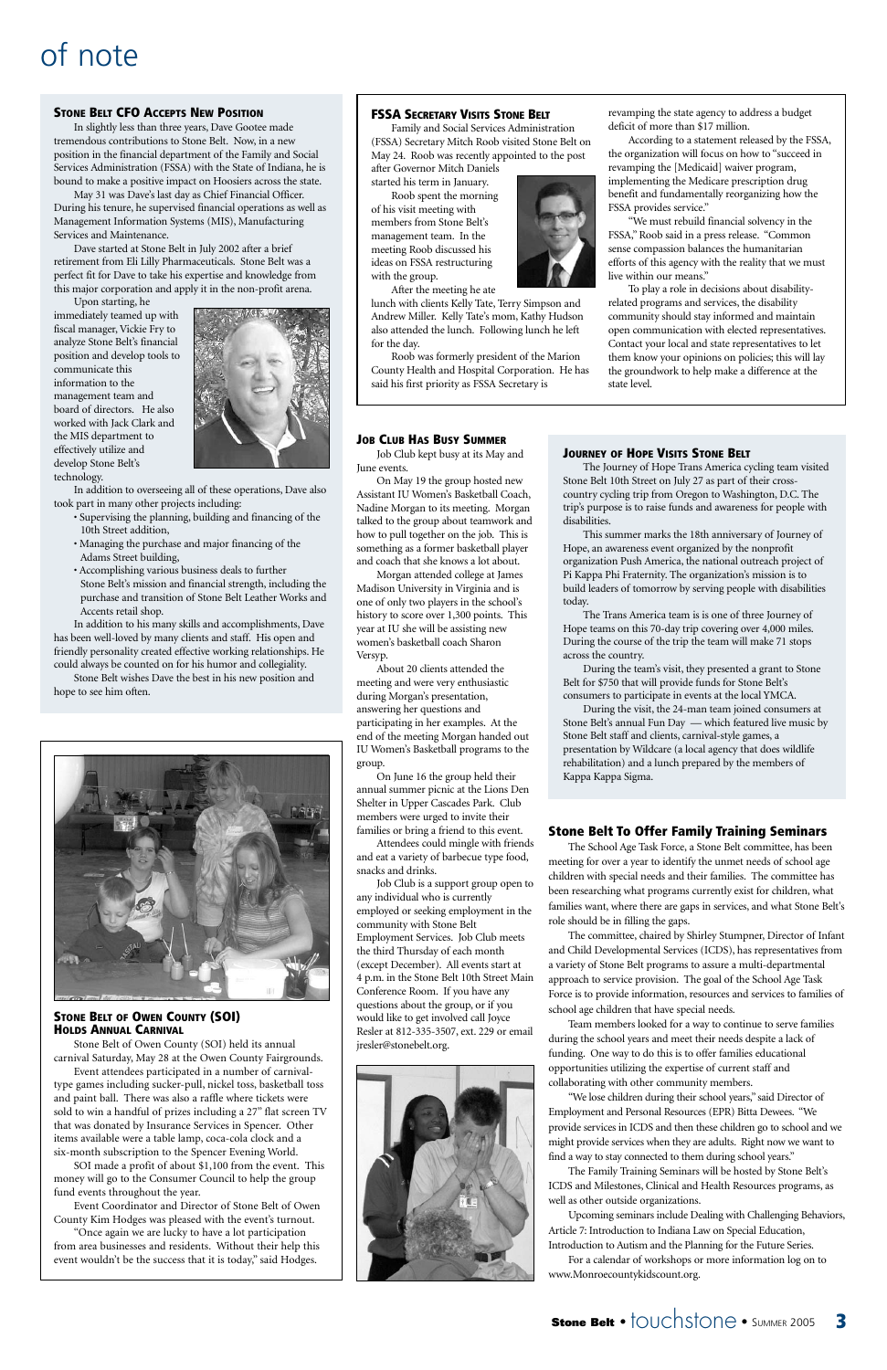# of note

## Stone Belt CFO Accepts New Position

In slightly less than three years, Dave Gootee made tremendous contributions to Stone Belt. Now, in a new position in the financial department of the Family and Social Services Administration (FSSA) with the State of Indiana, he is bound to make a positive impact on Hoosiers across the state.

May 31 was Dave's last day as Chief Financial Officer. During his tenure, he supervised financial operations as well as Management Information Systems (MIS), Manufacturing Services and Maintenance.

Dave started at Stone Belt in July 2002 after a brief retirement from Eli Lilly Pharmaceuticals. Stone Belt was a perfect fit for Dave to take his expertise and knowledge from this major corporation and apply it in the non-profit arena.

Upon starting, he immediately teamed up with fiscal manager, Vickie Fry to analyze Stone Belt's financial position and develop tools to communicate this information to the management team and board of directors. He also worked with Jack Clark and the MIS department to effectively utilize and develop Stone Belt's technology.

In addition to overseeing all of these operations, Dave also took part in many other projects including:

- Supervising the planning, building and financing of the 10th Street addition,
- Managing the purchase and major financing of the Adams Street building,
- Accomplishing various business deals to further Stone Belt's mission and financial strength, including the purchase and transition of Stone Belt Leather Works and Accents retail shop.

In addition to his many skills and accomplishments, Dave has been well-loved by many clients and staff. His open and friendly personality created effective working relationships. He could always be counted on for his humor and collegiality.

Stone Belt wishes Dave the best in his new position and hope to see him often.

## FSSA Secretary Visits Stone Belt

Family and Social Services Administration (FSSA) Secretary Mitch Roob visited Stone Belt on May 24. Roob was recently appointed to the post after Governor Mitch Daniels started his term in January.

Roob spent the morning of his visit meeting with members from Stone Belt's management team. In the meeting Roob discussed his ideas on FSSA restructuring with the group.

After the meeting he ate lunch with clients Kelly Tate, Terry Simpson and Andrew Miller. Kelly Tate's mom, Kathy Hudson also attended the lunch. Following lunch he left for the day.

Roob was formerly president of the Marion County Health and Hospital Corporation. He has said his first priority as FSSA Secretary is revamping the state agency to address a budget deficit of more than $17 million.

According to a statement released by the FSSA, the organization will focus on how to "succeed in revamping the [Medicaid] waiver program, implementing the Medicare prescription drug benefit and fundamentally reorganizing how the FSSA provides service."

"We must rebuild financial solvency in the FSSA," Roob said in a press release. "Common sense compassion balances the humanitarian efforts of this agency with the reality that we must live within our means."

To play a role in decisions about disability-related programs and services, the disability community should stay informed and maintain open communication with elected representatives. Contact your local and state representatives to let them know your opinions on policies; this will lay the groundwork to help make a difference at the state level.

## Job Club Has Busy Summer

Job Club kept busy at its May and June events.

On May 19 the group hosted new Assistant IU Women's Basketball Coach, Nadine Morgan to its meeting. Morgan talked to the group about teamwork and how to pull together on the job. This is something as a former basketball player and coach that she knows a lot about.

Morgan attended college at James Madison University in Virginia and is one of only two players in the school's history to score over 1,300 points. This year at IU she will be assisting new women's basketball coach Sharon Versyp.

About 20 clients attended the meeting and were very enthusiastic during Morgan's presentation, answering her questions and participating in her examples. At the end of the meeting Morgan handed out IU Women's Basketball programs to the group.

On June 16 the group held their annual summer picnic at the Lions Den Shelter in Upper Cascades Park. Club members were urged to invite their families or bring a friend to this event.

Attendees could mingle with friends and eat a variety of barbecue type food, snacks and drinks.

Job Club is a support group open to any individual who is currently employed or seeking employment in the community with Stone Belt Employment Services. Job Club meets the third Thursday of each month (except December). All events start at 4 p.m. in the Stone Belt 10th Street Main Conference Room. If you have any questions about the group, or if you would like to get involved call Joyce Resler at 812-335-3507, ext. 229 or email jresler@stonebelt.org.

## Journey of Hope Visits Stone Belt

The Journey of Hope Trans America cycling team visited Stone Belt 10th Street on July 27 as part of their cross-country cycling trip from Oregon to Washington, D.C. The trip's purpose is to raise funds and awareness for people with disabilities.

This summer marks the 18th anniversary of Journey of Hope, an awareness event organized by the nonprofit organization Push America, the national outreach project of Pi Kappa Phi Fraternity. The organization's mission is to build leaders of tomorrow by serving people with disabilities today.

The Trans America team is is one of three Journey of Hope teams on this 70-day trip covering over 4,000 miles. During the course of the trip the team will make 71 stops across the country.

During the team's visit, they presented a grant to Stone Belt for $750 that will provide funds for Stone Belt's consumers to participate in events at the local YMCA.

During the visit, the 24-man team joined consumers at Stone Belt's annual Fun Day — which featured live music by Stone Belt staff and clients, carnival-style games, a presentation by Wildcare (a local agency that does wildlife rehabilitation) and a lunch prepared by the members of Kappa Kappa Sigma.

## Stone Belt of Owen County (SOI) Holds Annual Carnival

Stone Belt of Owen County (SOI) held its annual carnival Saturday, May 28 at the Owen County Fairgrounds.

Event attendees participated in a number of carnival-type games including sucker-pull, nickel toss, basketball toss and paint ball. There was also a raffle where tickets were sold to win a handful of prizes including a 27" flat screen TV that was donated by Insurance Services in Spencer. Other items available were a table lamp, coca-cola clock and a six-month subscription to the Spencer Evening World.

SOI made a profit of about $1,100 from the event. This money will go to the Consumer Council to help the group fund events throughout the year.

Event Coordinator and Director of Stone Belt of Owen County Kim Hodges was pleased with the event's turnout.

"Once again we are lucky to have a lot participation from area businesses and residents. Without their help this event wouldn't be the success that it is today," said Hodges.

## Stone Belt To Offer Family Training Seminars

The School Age Task Force, a Stone Belt committee, has been meeting for over a year to identify the unmet needs of school age children with special needs and their families. The committee has been researching what programs currently exist for children, what families want, where there are gaps in services, and what Stone Belt's role should be in filling the gaps.

The committee, chaired by Shirley Stumpner, Director of Infant and Child Developmental Services (ICDS), has representatives from a variety of Stone Belt programs to assure a multi-departmental approach to service provision. The goal of the School Age Task Force is to provide information, resources and services to families of school age children that have special needs.

Team members looked for a way to continue to serve families during the school years and meet their needs despite a lack of funding. One way to do this is to offer families educational opportunities utilizing the expertise of current staff and collaborating with other community members.

"We lose children during their school years," said Director of Employment and Personal Resources (EPR) Bitta Dewees. "We provide services in ICDS and then these children go to school and we might provide services when they are adults. Right now we want to find a way to stay connected to them during school years."

The Family Training Seminars will be hosted by Stone Belt's ICDS and Milestones, Clinical and Health Resources programs, as well as other outside organizations.

Upcoming seminars include Dealing with Challenging Behaviors, Article 7: Introduction to Indiana Law on Special Education, Introduction to Autism and the Planning for the Future Series.

For a calendar of workshops or more information log on to www.Monroecountykidscount.org.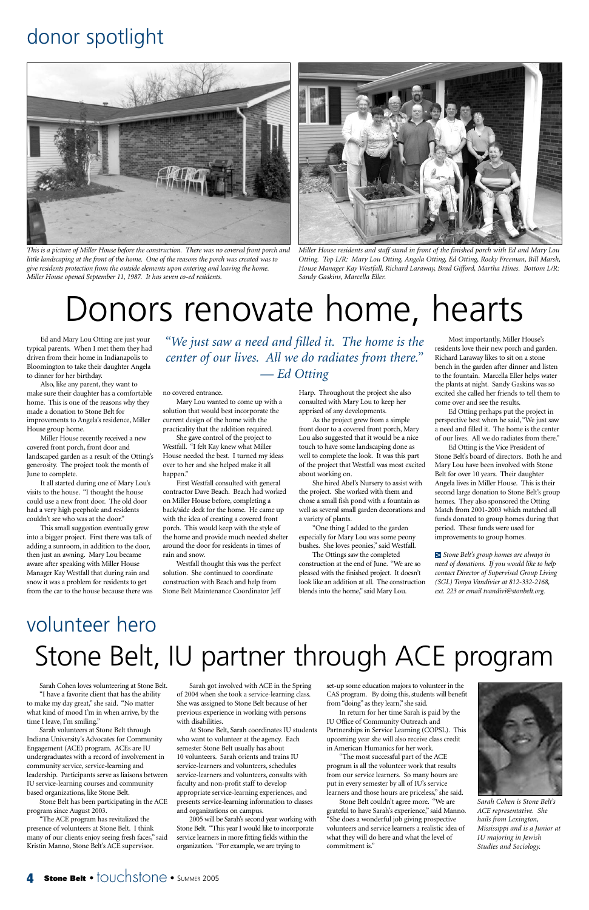## donor spotlight

*This is a picture of Miller House before the construction. There was no covered front porch and little landscaping at the front of the home. One of the reasons the porch was created was to give residents protection from the outside elements upon entering and leaving the home. Miller House opened September 11, 1987. It has seven co-ed residents.*

*Miller House residents and staff stand in front of the finished porch with Ed and Mary Lou Otting. Top L/R: Mary Lou Otting, Angela Otting, Ed Otting, Rocky Freeman, Bill Marsh, House Manager Kay Westfall, Richard Laraway, Brad Gifford, Martha Hines. Bottom L/R: Sandy Gaskins, Marcella Eller.*

# Donors renovate home, hearts

*"We just saw a need and filled it. The home is the center of our lives. All we do radiates from there." — Ed Otting*

Ed and Mary Lou Otting are just your typical parents. When I met them they had driven from their home in Indianapolis to Bloomington to take their daughter Angela to dinner for her birthday.

Also, like any parent, they want to make sure their daughter has a comfortable home. This is one of the reasons why they made a donation to Stone Belt for improvements to Angela's residence, Miller House group home.

Miller House recently received a new covered front porch, front door and landscaped garden as a result of the Otting's generosity. The project took the month of June to complete.

It all started during one of Mary Lou's visits to the house. "I thought the house could use a new front door. The old door had a very high peephole and residents couldn't see who was at the door."

This small suggestion eventually grew into a bigger project. First there was talk of adding a sunroom, in addition to the door, then just an awning. Mary Lou became aware after speaking with Miller House Manager Kay Westfall that during rain and snow it was a problem for residents to get from the car to the house because there was no covered entrance.

Mary Lou wanted to come up with a solution that would best incorporate the current design of the home with the practicality that the addition required.

She gave control of the project to Westfall. "I felt Kay knew what Miller House needed the best. I turned my ideas over to her and she helped make it all happen."

First Westfall consulted with general contractor Dave Beach. Beach had worked on Miller House before, completing a back/side deck for the home. He came up with the idea of creating a covered front porch. This would keep with the style of the home and provide much needed shelter around the door for residents in times of rain and snow.

Westfall thought this was the perfect solution. She continued to coordinate construction with Beach and help from Stone Belt Maintenance Coordinator Jeff Harp. Throughout the project she also consulted with Mary Lou to keep her apprised of any developments.

As the project grew from a simple front door to a covered front porch, Mary Lou also suggested that it would be a nice touch to have some landscaping done as well to complete the look. It was this part of the project that Westfall was most excited about working on.

She hired Abel's Nursery to assist with the project. She worked with them and chose a small fish pond with a fountain as well as several small garden decorations and a variety of plants.

"One thing I added to the garden especially for Mary Lou was some peony bushes. She loves peonies," said Westfall.

The Ottings saw the completed construction at the end of June. "We are so pleased with the finished project. It doesn't look like an addition at all. The construction blends into the home," said Mary Lou.

Most importantly, Miller House's residents love their new porch and garden. Richard Laraway likes to sit on a stone bench in the garden after dinner and listen to the fountain. Marcella Eller helps water the plants at night. Sandy Gaskins was so excited she called her friends to tell them to come over and see the results.

Ed Otting perhaps put the project in perspective best when he said, "We just saw a need and filled it. The home is the center of our lives. All we do radiates from there."

Ed Otting is the Vice President of Stone Belt's board of directors. Both he and Mary Lou have been involved with Stone Belt for over 10 years. Their daughter Angela lives in Miller House. This is their second large donation to Stone Belt's group homes. They also sponsored the Otting Match from 2001-2003 which matched all funds donated to group homes during that period. These funds were used for improvements to group homes.

*> Stone Belt's group homes are always in need of donations. If you would like to help contact Director of Supervised Group Living (SGL) Tonya Vandivier at 812-332-2168, ext. 223 or email tvandivi@stonbelt.org.*

## volunteer hero

# Stone Belt, IU partner through ACE program

Sarah Cohen loves volunteering at Stone Belt.

"I have a favorite client that has the ability to make my day great," she said. "No matter what kind of mood I'm in when arrive, by the time I leave, I'm smiling."

Sarah volunteers at Stone Belt through Indiana University's Advocates for Community Engagement (ACE) program. ACEs are IU undergraduates with a record of involvement in community service, service-learning and leadership. Participants serve as liaisons between IU service-learning courses and community based organizations, like Stone Belt.

Stone Belt has been participating in the ACE program since August 2003.

"The ACE program has revitalized the presence of volunteers at Stone Belt. I think many of our clients enjoy seeing fresh faces," said Kristin Manno, Stone Belt's ACE supervisor.

Sarah got involved with ACE in the Spring of 2004 when she took a service-learning class. She was assigned to Stone Belt because of her previous experience in working with persons with disabilities.

At Stone Belt, Sarah coordinates IU students who want to volunteer at the agency. Each semester Stone Belt usually has about 10 volunteers. Sarah orients and trains IU service-learners and volunteers, schedules service-learners and volunteers, consults with faculty and non-profit staff to develop appropriate service-learning experiences, and presents service-learning information to classes and organizations on campus.

2005 will be Sarah's second year working with Stone Belt. "This year I would like to incorporate service learners in more fitting fields within the organization. "For example, we are trying to set-up some education majors to volunteer in the CAS program. By doing this, students will benefit from "doing" as they learn," she said.

In return for her time Sarah is paid by the IU Office of Community Outreach and Partnerships in Service Learning (COPSL). This upcoming year she will also receive class credit in American Humanics for her work.

"The most successful part of the ACE program is all the volunteer work that results from our service learners. So many hours are put in every semester by all of IU's service learners and those hours are priceless," she said.

Stone Belt couldn't agree more. "We are grateful to have Sarah's experience," said Manno. "She does a wonderful job giving prospective volunteers and service learners a realistic idea of what they will do here and what the level of commitment is."

*Sarah Cohen is Stone Belt's ACE representative. She hails from Lexington, Mississippi and is a Junior at IU majoring in Jewish Studies and Sociology.*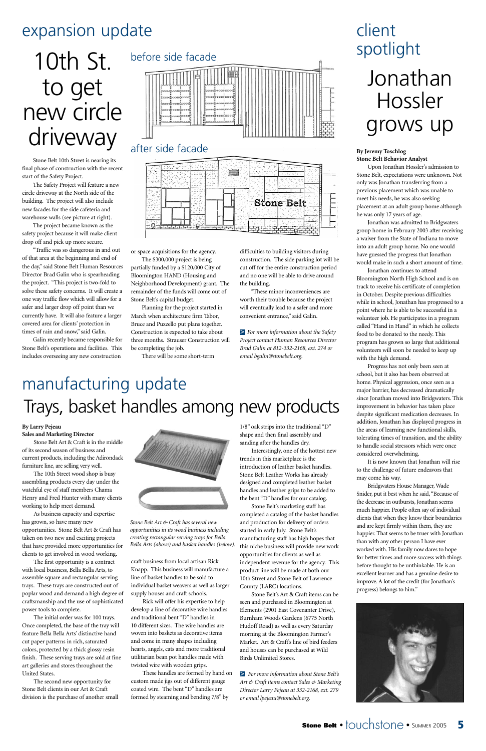## expansion update

# 10th St. to get new circle driveway

before side facade

after side facade

Stone Belt 10th Street is nearing its final phase of construction with the recent start of the Safety Project.

The Safety Project will feature a new circle driveway at the North side of the building. The project will also include new facades for the side cafeteria and warehouse walls (see picture at right).

The project became known as the safety project because it will make client drop off and pick up more secure.

"Traffic was so dangerous in and out of that area at the beginning and end of the day," said Stone Belt Human Resources Director Brad Galin who is spearheading the project. "This project is two-fold to solve these safety concerns. It will create a one way traffic flow which will allow for a safer and larger drop off point than we currently have. It will also feature a larger covered area for clients' protection in times of rain and snow," said Galin.

Galin recently became responsible for Stone Belt's operations and facilities. This includes overseeing any new construction or space acquisitions for the agency.

The $300,000 project is being partially funded by a $120,000 City of Bloomington HAND (Housing and Neighborhood Development) grant. The remainder of the funds will come out of Stone Belt's capital budget.

Planning for the project started in March when architecture firm Tabor, Bruce and Puzzello put plans together. Construction is expected to take about three months. Strauser Construction will be completing the job.

There will be some short-term difficulties to building visitors during construction. The side parking lot will be cut off for the entire construction period and no one will be able to drive around the building.

"These minor inconveniences are worth their trouble because the project will eventually lead to a safer and more convenient entrance," said Galin.

*For more information about the Safety Project contact Human Resources Director Brad Galin at 812-332-2168, ext. 274 or email bgalin@stonebelt.org.*

## client spotlight

# Jonathan Hossler grows up

**By Jeremy Toschlog**
**Stone Belt Behavior Analyst**

Upon Jonathan Hossler's admission to Stone Belt, expectations were unknown. Not only was Jonathan transferring from a previous placement which was unable to meet his needs, he was also seeking placement at an adult group home although he was only 17 years of age.

Jonathan was admitted to Bridgwaters group home in February 2003 after receiving a waiver from the State of Indiana to move into an adult group home. No one would have guessed the progress that Jonathan would make in such a short amount of time.

Jonathan continues to attend Bloomington North High School and is on track to receive his certificate of completion in October. Despite previous difficulties while in school, Jonathan has progressed to a point where he is able to be successful in a volunteer job. He participates in a program called "Hand in Hand" in which he collects food to be donated to the needy. This program has grown so large that additional volunteers will soon be needed to keep up with the high demand.

Progress has not only been seen at school, but it also has been observed at home. Physical aggression, once seen as a major barrier, has decreased dramatically since Jonathan moved into Bridgwaters. This improvement in behavior has taken place despite significant medication decreases. In addition, Jonathan has displayed progress in the areas of learning new functional skills, tolerating times of transition, and the ability to handle social stressors which were once considered overwhelming.

It is now known that Jonathan will rise to the challenge of future endeavors that may come his way.

Bridgwaters House Manager, Wade Snider, put it best when he said, "Because of the decrease in outbursts, Jonathan seems much happier. People often say of individual clients that when they know their boundaries and are kept firmly within them, they are happier. That seems to be truer with Jonathan than with any other person I have ever worked with. His family now dares to hope for better times and more success with things before thought to be unthinkable. He is an excellent learner and has a genuine desire to improve. A lot of the credit (for Jonathan's progress) belongs to him."

## manufacturing update

# Trays, basket handles among new products

**By Larry Pejeau**
**Sales and Marketing Director**

Stone Belt Art & Craft is in the middle of its second season of business and current products, including the Adirondack furniture line, are selling very well.

The 10th Street wood shop is busy assembling products every day under the watchful eye of staff members Chama Henry and Fred Hunter with many clients working to help meet demand.

As business capacity and expertise has grown, so have many new opportunities. Stone Belt Art & Craft has taken on two new and exciting projects that have provided more opportunities for clients to get involved in wood working.

The first opportunity is a contract with local business, Bella Bella Arts, to assemble square and rectangular serving trays. These trays are constructed out of poplar wood and demand a high degree of craftsmanship and the use of sophisticated power tools to complete.

The initial order was for 100 trays. Once completed, the base of the tray will feature Bella Bella Arts' distinctive hand cut paper patterns in rich, saturated colors, protected by a thick glossy resin finish. These serving trays are sold at fine art galleries and stores throughout the United States.

The second new opportunity for Stone Belt clients in our Art & Craft division is the purchase of another small craft business from local artisan Rick Knapp. This business will manufacture a line of basket handles to be sold to individual basket weavers as well as larger supply houses and craft schools.

*Stone Belt Art & Craft has several new opportunities in its wood business including creating rectangular serving trays for Bella Bella Arts (above) and basket handles (below).*

Rick will offer his expertise to help develop a line of decorative wire handles and traditional bent "D" handles in 10 different sizes. The wire handles are woven into baskets as decorative items and come in many shapes including hearts, angels, cats and more traditional utilitarian bean pot handles made with twisted wire with wooden grips.

These handles are formed by hand on custom made jigs out of different gauge coated wire. The bent "D" handles are formed by steaming and bending 7/8" by 1/8" oak strips into the traditional "D" shape and then final assembly and sanding after the handles dry.

Interestingly, one of the hottest new trends in this marketplace is the introduction of leather basket handles. Stone Belt Leather Works has already designed and completed leather basket handles and leather grips to be added to the bent "D" handles for our catalog.

Stone Belt's marketing staff has completed a catalog of the basket handles and production for delivery of orders started in early July. Stone Belt's manufacturing staff has high hopes that this niche business will provide new work opportunities for clients as well as independent revenue for the agency. This product line will be made at both our 10th Street and Stone Belt of Lawrence County (LARC) locations.

Stone Belt's Art & Craft items can be seen and purchased in Bloomington at Elements (2901 East Covenanter Drive), Burnham Woods Gardens (6775 North Hudoff Road) as well as every Saturday morning at the Bloomington Farmer's Market. Art & Craft's line of bird feeders and houses can be purchased at Wild Birds Unlimited Stores.

*For more information about Stone Belt's Art & Craft items contact Sales & Marketing Director Larry Pejeau at 332-2168, ext. 279 or email lpejeau@stonebelt.org.*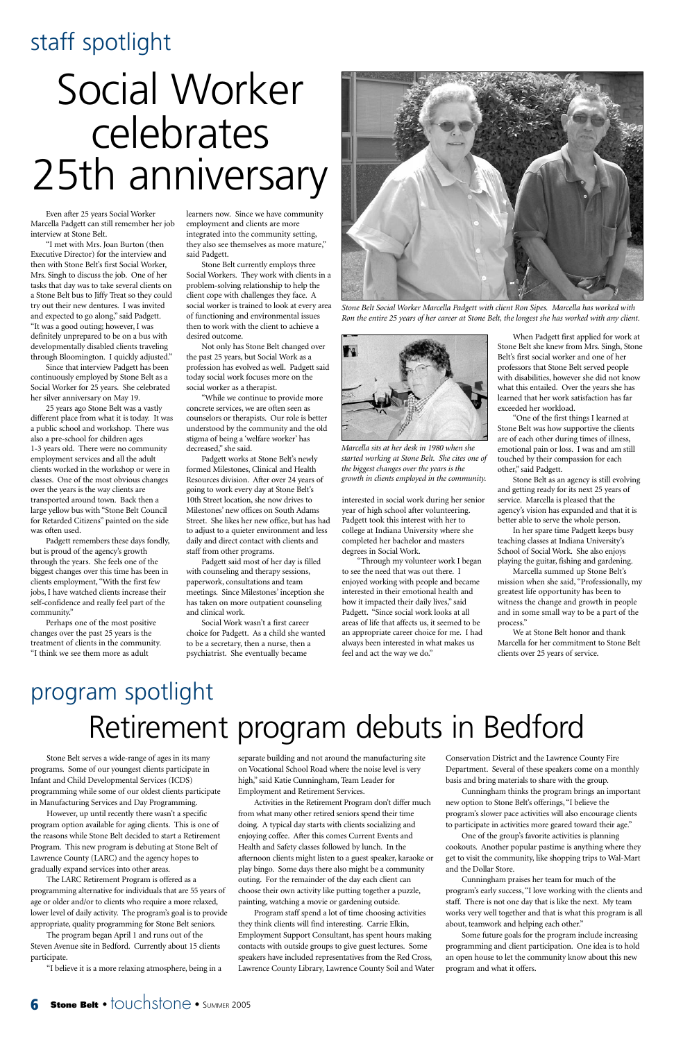## staff spotlight

# Social Worker celebrates 25th anniversary

Even after 25 years Social Worker Marcella Padgett can still remember her job interview at Stone Belt.

"I met with Mrs. Joan Burton (then Executive Director) for the interview and then with Stone Belt's first Social Worker, Mrs. Singh to discuss the job. One of her tasks that day was to take several clients on a Stone Belt bus to Jiffy Treat so they could try out their new dentures. I was invited and expected to go along," said Padgett. "It was a good outing; however, I was definitely unprepared to be on a bus with developmentally disabled clients traveling through Bloomington. I quickly adjusted."

Since that interview Padgett has been continuously employed by Stone Belt as a Social Worker for 25 years. She celebrated her silver anniversary on May 19.

25 years ago Stone Belt was a vastly different place from what it is today. It was a public school and workshop. There was also a pre-school for children ages 1-3 years old. There were no community employment services and all the adult clients worked in the workshop or were in classes. One of the most obvious changes over the years is where clients are transported around town. Back then a large yellow bus with "Stone Belt Council for Retarded Citizens" painted on the side was often used.

Padgett remembers these days fondly, but is proud of the agency's growth through the years. She feels one of the biggest changes over this time has been in clients employment, "With the first few jobs, I have watched clients increase their self-confidence and really feel part of the community."

Perhaps one of the most positive changes over the past 25 years is the treatment of clients in the community. "I think we see them more as adult learners now. Since we have community employment and clients are more integrated into the community setting, they also see themselves as more mature," said Padgett.

Stone Belt currently employs three Social Workers. They work with clients in a problem-solving relationship to help the client cope with challenges they face. A social worker is trained to look at every area of functioning and environmental issues then to work with the client to achieve a desired outcome.

Not only has Stone Belt changed over the past 25 years, but Social Work as a profession has evolved as well. Padgett said today social work focuses more on the social worker as a therapist.

"While we continue to provide more concrete services, we are often seen as counselors or therapists. Our role is better understood by the community and the old stigma of being a 'welfare worker' has decreased," she said.

Padgett works at Stone Belt's newly formed Milestones, Clinical and Health Resources division. After over 24 years of going to work every day at Stone Belt's 10th Street location, she now drives to Milestones' new offices on South Adams Street. She likes her new office, but has had to adjust to a quieter environment and less daily and direct contact with clients and staff from other programs.

Padgett said most of her day is filled with counseling and therapy sessions, paperwork, consultations and team meetings. Since Milestones' inception she has taken on more outpatient counseling and clinical work.

Social Work wasn't a first career choice for Padgett. As a child she wanted to be a secretary, then a nurse, then a psychiatrist. She eventually became interested in social work during her senior year of high school after volunteering. Padgett took this interest with her to college at Indiana University where she completed her bachelor and masters degrees in Social Work.

"Through my volunteer work I began to see the need that was out there. I enjoyed working with people and became interested in their emotional health and how it impacted their daily lives," said Padgett. "Since social work looks at all areas of life that affects us, it seemed to be an appropriate career choice for me. I had always been interested in what makes us feel and act the way we do."

When Padgett first applied for work at Stone Belt she knew from Mrs. Singh, Stone Belt's first social worker and one of her professors that Stone Belt served people with disabilities, however she did not know what this entailed. Over the years she has learned that her work satisfaction has far exceeded her workload.

"One of the first things I learned at Stone Belt was how supportive the clients are of each other during times of illness, emotional pain or loss. I was and am still touched by their compassion for each other," said Padgett.

Stone Belt as an agency is still evolving and getting ready for its next 25 years of service. Marcella is pleased that the agency's vision has expanded and that it is better able to serve the whole person.

In her spare time Padgett keeps busy teaching classes at Indiana University's School of Social Work. She also enjoys playing the guitar, fishing and gardening.

Marcella summed up Stone Belt's mission when she said, "Professionally, my greatest life opportunity has been to witness the change and growth in people and in some small way to be a part of the process."

We at Stone Belt honor and thank Marcella for her commitment to Stone Belt clients over 25 years of service.

*Stone Belt Social Worker Marcella Padgett with client Ron Sipes. Marcella has worked with Ron the entire 25 years of her career at Stone Belt, the longest she has worked with any client.*

*Marcella sits at her desk in 1980 when she started working at Stone Belt. She cites one of the biggest changes over the years is the growth in clients employed in the community.*

## program spotlight

# Retirement program debuts in Bedford

Stone Belt serves a wide-range of ages in its many programs. Some of our youngest clients participate in Infant and Child Developmental Services (ICDS) programming while some of our oldest clients participate in Manufacturing Services and Day Programming.

However, up until recently there wasn't a specific program option available for aging clients. This is one of the reasons while Stone Belt decided to start a Retirement Program. This new program is debuting at Stone Belt of Lawrence County (LARC) and the agency hopes to gradually expand services into other areas.

The LARC Retirement Program is offered as a programming alternative for individuals that are 55 years of age or older and/or to clients who require a more relaxed, lower level of daily activity. The program's goal is to provide appropriate, quality programming for Stone Belt seniors.

The program began April 1 and runs out of the Steven Avenue site in Bedford. Currently about 15 clients participate.

"I believe it is a more relaxing atmosphere, being in a separate building and not around the manufacturing site on Vocational School Road where the noise level is very high," said Katie Cunningham, Team Leader for Employment and Retirement Services.

Activities in the Retirement Program don't differ much from what many other retired seniors spend their time doing. A typical day starts with clients socializing and enjoying coffee. After this comes Current Events and Health and Safety classes followed by lunch. In the afternoon clients might listen to a guest speaker, karaoke or play bingo. Some days there also might be a community outing. For the remainder of the day each client can choose their own activity like putting together a puzzle, painting, watching a movie or gardening outside.

Program staff spend a lot of time choosing activities they think clients will find interesting. Carrie Elkin, Employment Support Consultant, has spent hours making contacts with outside groups to give guest lectures. Some speakers have included representatives from the Red Cross, Lawrence County Library, Lawrence County Soil and Water Conservation District and the Lawrence County Fire Department. Several of these speakers come on a monthly basis and bring materials to share with the group.

Cunningham thinks the program brings an important new option to Stone Belt's offerings, "I believe the program's slower pace activities will also encourage clients to participate in activities more geared toward their age."

One of the group's favorite activities is planning cookouts. Another popular pastime is anything where they get to visit the community, like shopping trips to Wal-Mart and the Dollar Store.

Cunningham praises her team for much of the program's early success, "I love working with the clients and staff. There is not one day that is like the next. My team works very well together and that is what this program is all about, teamwork and helping each other."

Some future goals for the program include increasing programming and client participation. One idea is to hold an open house to let the community know about this new program and what it offers.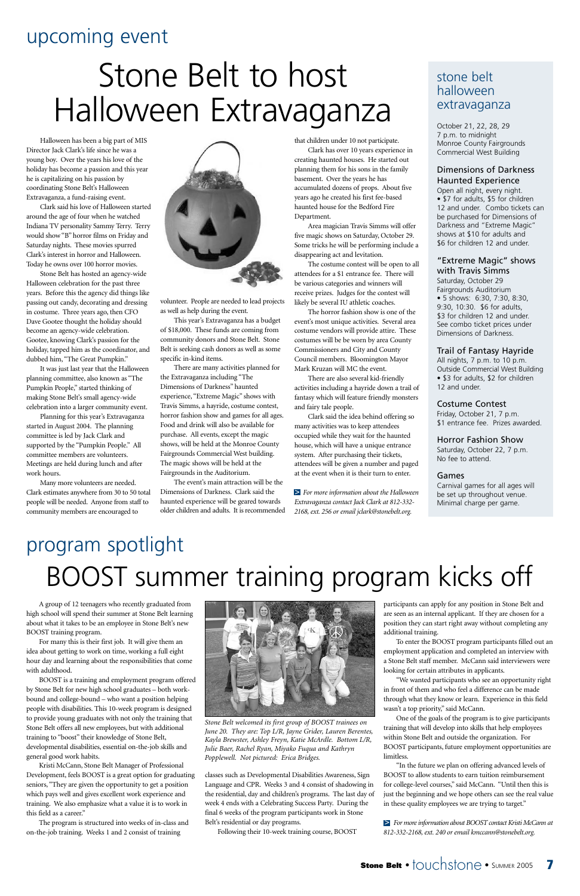upcoming event

# Stone Belt to host Halloween Extravaganza

Halloween has been a big part of MIS Director Jack Clark's life since he was a young boy. Over the years his love of the holiday has become a passion and this year he is capitalizing on his passion by coordinating Stone Belt's Halloween Extravaganza, a fund-raising event.

Clark said his love of Halloween started around the age of four when he watched Indiana TV personality Sammy Terry. Terry would show "B" horror films on Friday and Saturday nights. These movies spurred Clark's interest in horror and Halloween. Today he owns over 100 horror movies.

Stone Belt has hosted an agency-wide Halloween celebration for the past three years. Before this the agency did things like passing out candy, decorating and dressing in costume. Three years ago, then CFO Dave Gootee thought the holiday should become an agency-wide celebration. Gootee, knowing Clark's passion for the holiday, tapped him as the coordinator, and dubbed him, "The Great Pumpkin."

It was just last year that the Halloween planning committee, also known as "The Pumpkin People," started thinking of making Stone Belt's small agency-wide celebration into a larger community event.

Planning for this year's Extravaganza started in August 2004. The planning committee is led by Jack Clark and supported by the "Pumpkin People." All committee members are volunteers. Meetings are held during lunch and after work hours.

Many more volunteers are needed. Clark estimates anywhere from 30 to 50 total people will be needed. Anyone from staff to community members are encouraged to volunteer. People are needed to lead projects as well as help during the event.

This year's Extravaganza has a budget of $18,000. These funds are coming from community donors and Stone Belt. Stone Belt is seeking cash donors as well as some specific in-kind items.

There are many activities planned for the Extravaganza including "The Dimensions of Darkness" haunted experience, "Extreme Magic" shows with Travis Simms, a hayride, costume contest, horror fashion show and games for all ages. Food and drink will also be available for purchase. All events, except the magic shows, will be held at the Monroe County Fairgrounds Commercial West building. The magic shows will be held at the Fairgrounds in the Auditorium.

The event's main attraction will be the Dimensions of Darkness. Clark said the haunted experience will be geared towards older children and adults. It is recommended that children under 10 not participate.

Clark has over 10 years experience in creating haunted houses. He started out planning them for his sons in the family basement. Over the years he has accumulated dozens of props. About five years ago he created his first fee-based haunted house for the Bedford Fire Department.

Area magician Travis Simms will offer five magic shows on Saturday, October 29. Some tricks he will be performing include a disappearing act and levitation.

The costume contest will be open to all attendees for a $1 entrance fee. There will be various categories and winners will receive prizes. Judges for the contest will likely be several IU athletic coaches.

The horror fashion show is one of the event's most unique activities. Several area costume vendors will provide attire. These costumes will be worn by area County Commissioners and City and County Council members. Bloomington Mayor Mark Kruzan will MC the event.

There are also several kid-friendly activities including a hayride down a trail of fantasy which will feature friendly monsters and fairy tale people.

Clark said the idea behind offering so many activities was to keep attendees occupied while they wait for the haunted house, which will have a unique entrance system. After purchasing their tickets, attendees will be given a number and paged at the event when it is their turn to enter.

*For more information about the Halloween Extravaganza contact Jack Clark at 812-332-2168, ext. 256 or email jclark@stonebelt.org.*

## stone belt halloween extravaganza

October 21, 22, 28, 29
7 p.m. to midnight
Monroe County Fairgrounds
Commercial West Building

### Dimensions of Darkness Haunted Experience

Open all night, every night.
• $7 for adults, $5 for children 12 and under. Combo tickets can be purchased for Dimensions of Darkness and "Extreme Magic" shows at $10 for adults and $6 for children 12 and under.

### "Extreme Magic" shows with Travis Simms

Saturday, October 29
Fairgrounds Auditorium
• 5 shows: 6:30, 7:30, 8:30, 9:30, 10:30. $6 for adults, $3 for children 12 and under. See combo ticket prices under Dimensions of Darkness.

### Trail of Fantasy Hayride

All nights, 7 p.m. to 10 p.m.
Outside Commercial West Building
• $3 for adults, $2 for children 12 and under.

### Costume Contest

Friday, October 21, 7 p.m.
$1 entrance fee. Prizes awarded.

### Horror Fashion Show

Saturday, October 22, 7 p.m.
No fee to attend.

### Games

Carnival games for all ages will be set up throughout venue. Minimal charge per game.

program spotlight

# BOOST summer training program kicks off

A group of 12 teenagers who recently graduated from high school will spend their summer at Stone Belt learning about what it takes to be an employee in Stone Belt's new BOOST training program.

For many this is their first job. It will give them an idea about getting to work on time, working a full eight hour day and learning about the responsibilities that come with adulthood.

BOOST is a training and employment program offered by Stone Belt for new high school graduates – both work-bound and college-bound – who want a position helping people with disabilities. This 10-week program is designed to provide young graduates with not only the training that Stone Belt offers all new employees, but with additional training to "boost" their knowledge of Stone Belt, developmental disabilities, essential on-the-job skills and general good work habits.

Kristi McCann, Stone Belt Manager of Professional Development, feels BOOST is a great option for graduating seniors, "They are given the opportunity to get a position which pays well and gives excellent work experience and training. We also emphasize what a value it is to work in this field as a career."

The program is structured into weeks of in-class and on-the-job training. Weeks 1 and 2 consist of training classes such as Developmental Disabilities Awareness, Sign Language and CPR. Weeks 3 and 4 consist of shadowing in the residential, day and children's programs. The last day of week 4 ends with a Celebrating Success Party. During the final 6 weeks of the program participants work in Stone Belt's residential or day programs.

*Stone Belt welcomed its first group of BOOST trainees on June 20. They are: Top L/R, Jayne Grider, Lauren Berentes, Kayla Brewster, Ashley Freyn, Katie McArdle. Bottom L/R, Julie Baer, Rachel Ryan, Miyako Fuqua and Kathryn Popplewell. Not pictured: Erica Bridges.*

Following their 10-week training course, BOOST participants can apply for any position in Stone Belt and are seen as an internal applicant. If they are chosen for a position they can start right away without completing any additional training.

To enter the BOOST program participants filled out an employment application and completed an interview with a Stone Belt staff member. McCann said interviewers were looking for certain attributes in applicants.

"We wanted participants who see an opportunity right in front of them and who feel a difference can be made through what they know or learn. Experience in this field wasn't a top priority," said McCann.

One of the goals of the program is to give participants training that will develop into skills that help employees within Stone Belt and outside the organization. For BOOST participants, future employment opportunities are limitless.

"In the future we plan on offering advanced levels of BOOST to allow students to earn tuition reimbursement for college-level courses," said McCann. "Until then this is just the beginning and we hope others can see the real value in these quality employees we are trying to target."

*For more information about BOOST contact Kristi McCann at 812-332-2168, ext. 240 or email kmccann@stonebelt.org.*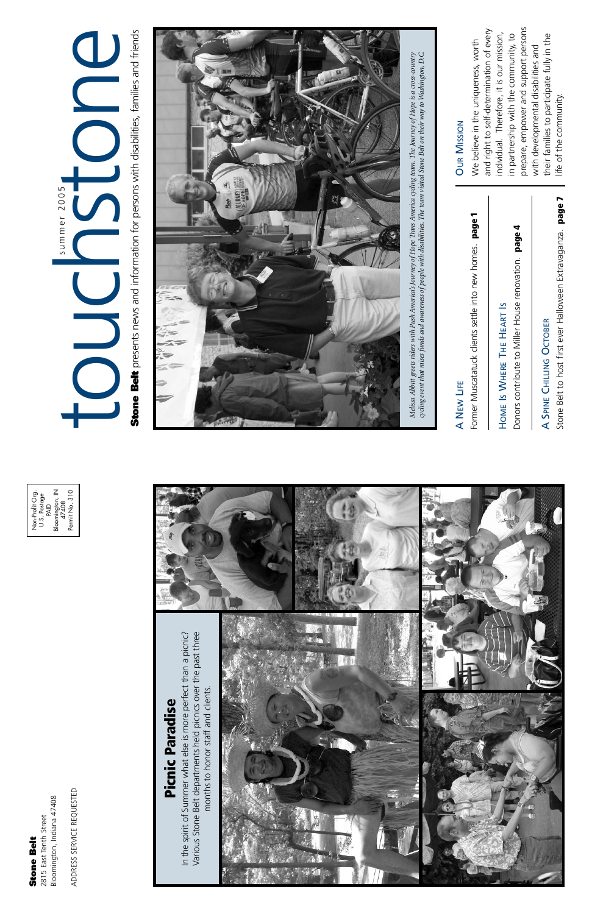**Stone Belt**
2815 East Tenth Street
Bloomington, Indiana 47408

ADDRESS SERVICE REQUESTED

Non-Profit Org.
U.S. Postage
PAID
Bloomington, IN
47408
Permit No. 310

## Picnic Paradise

In the spirit of Summer what else is more perfect than a picnic? Various Stone Belt departments held picnics over the past three months to honor staff and clients.

# touchstone

summer 2005

**Stone Belt** presents news and information for persons with disabilities, families and friends

*Melissa Abbitt greets riders with Push America's Journey of Hope Trans America cycling team. The Journey of Hope is a cross-country cycling event that raises funds and awareness of people with disabilities. The team visited Stone Belt on their way to Washington, D.C.*

**A New Life**
Former Muscatatuck clients settle into new homes. **page 1**

**Home Is Where The Heart Is**
Donors contribute to Miller House renovation. **page 4**

**A Spine Chilling October**
Stone Belt to host first ever Halloween Extravaganza. **page 7**

### Our Mission

We believe in the uniqueness, worth and right to self-determination of every individual. Therefore, it is our mission, in partnership with the community, to prepare, empower and support persons with developmental disabilities and their families to participate fully in the life of the community.